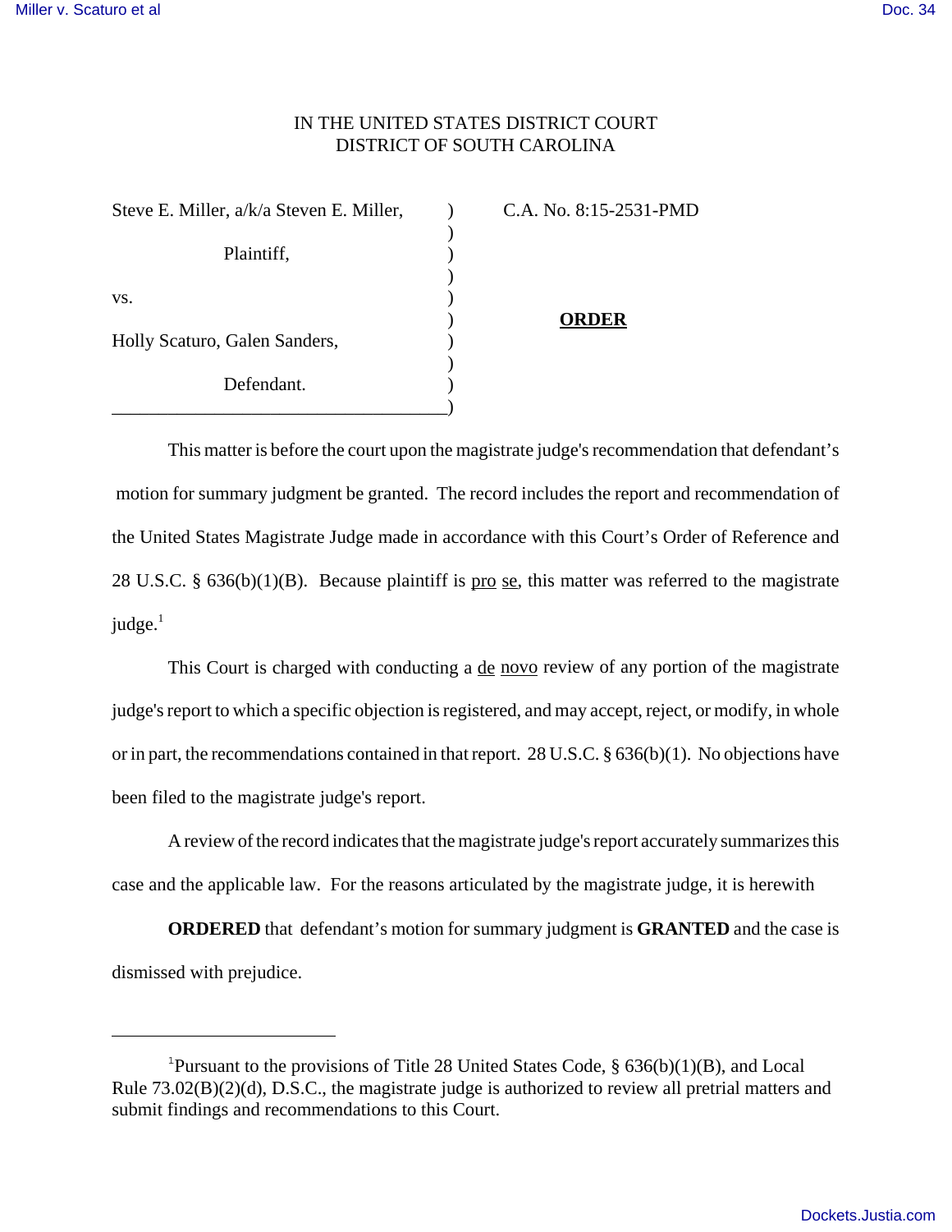IN THE UNITED STATES DISTRICT COURT
DISTRICT OF SOUTH CAROLINA

| | | |
|---|---|---|
| Steve E. Miller, a/k/a Steven E. Miller, | ) | C.A. No. 8:15-2531-PMD |
| Plaintiff, | ) | |
| vs. | ) | **ORDER** |
| Holly Scaturo, Galen Sanders, | ) | |
| Defendant. | ) | |

This matter is before the court upon the magistrate judge's recommendation that defendant's motion for summary judgment be granted. The record includes the report and recommendation of the United States Magistrate Judge made in accordance with this Court's Order of Reference and 28 U.S.C. § 636(b)(1)(B). Because plaintiff is pro se, this matter was referred to the magistrate judge.[1]

This Court is charged with conducting a de novo review of any portion of the magistrate judge's report to which a specific objection is registered, and may accept, reject, or modify, in whole or in part, the recommendations contained in that report. 28 U.S.C. § 636(b)(1). No objections have been filed to the magistrate judge's report.

A review of the record indicates that the magistrate judge's report accurately summarizes this case and the applicable law. For the reasons articulated by the magistrate judge, it is herewith

**ORDERED** that defendant's motion for summary judgment is **GRANTED** and the case is dismissed with prejudice.

---

[1]Pursuant to the provisions of Title 28 United States Code, § 636(b)(1)(B), and Local Rule 73.02(B)(2)(d), D.S.C., the magistrate judge is authorized to review all pretrial matters and submit findings and recommendations to this Court.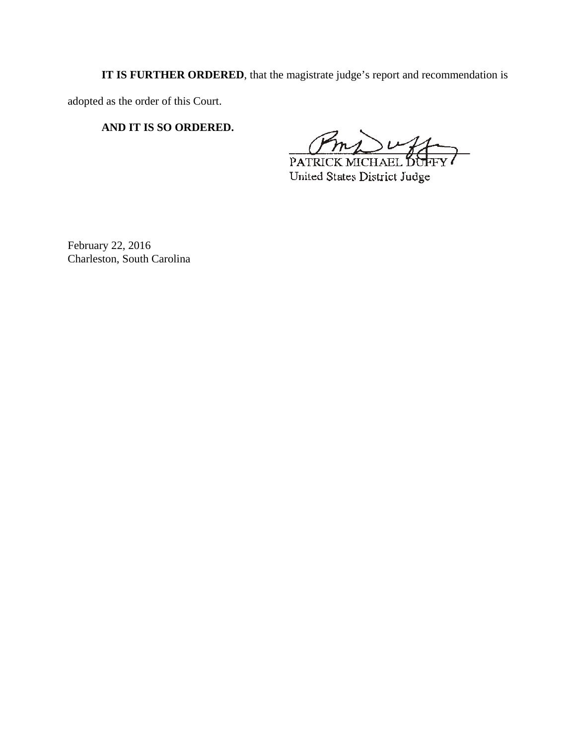**IT IS FURTHER ORDERED**, that the magistrate judge's report and recommendation is adopted as the order of this Court.

**AND IT IS SO ORDERED.**

PATRICK MICHAEL DUFFY
United States District Judge

February 22, 2016
Charleston, South Carolina